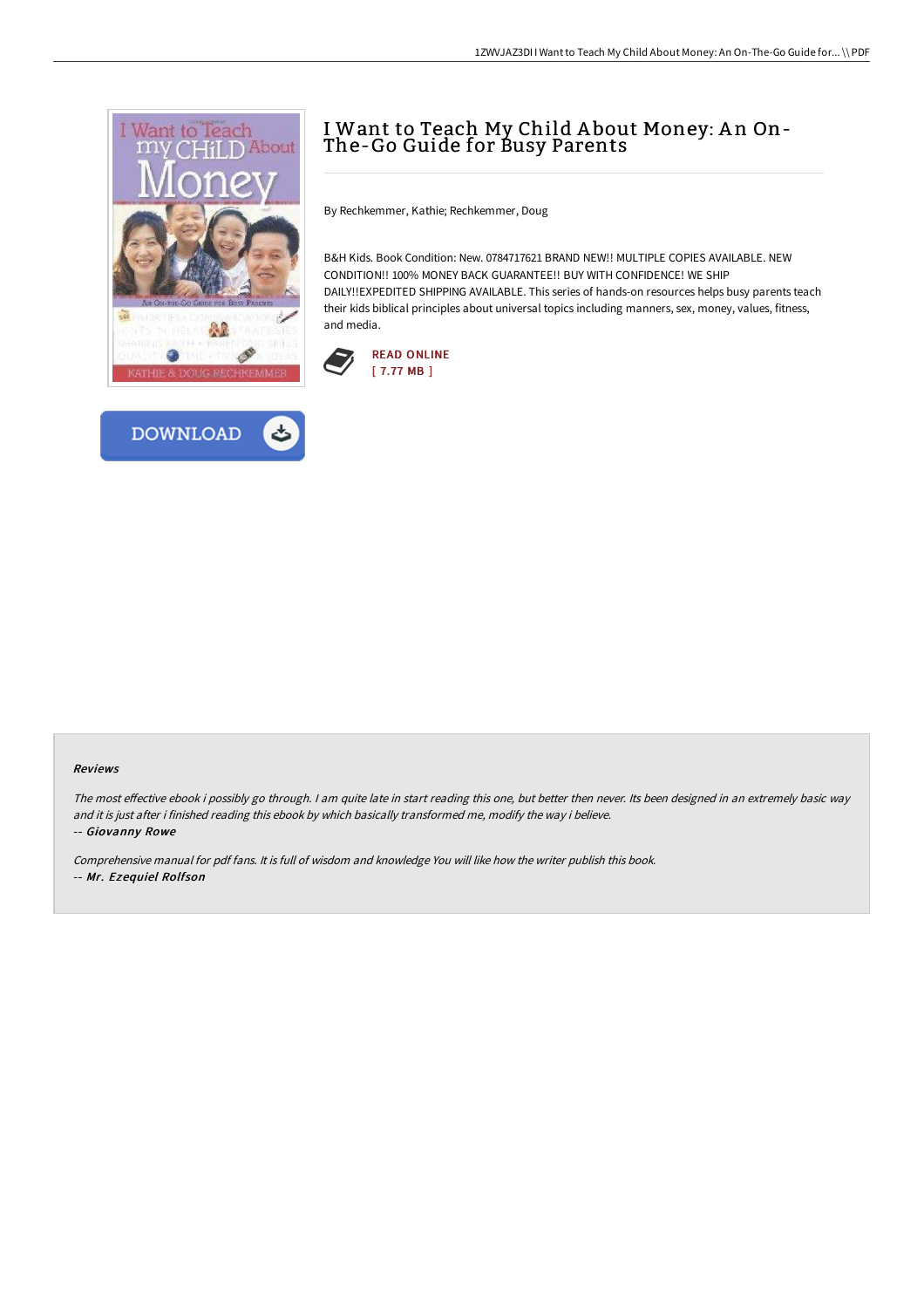# I Want to Teach My Child About Money: An On-The-Go Guide for Busy Parents

By Rechkemmer, Kathie; Rechkemmer, Doug

B&H Kids. Book Condition: New. 0784717621 BRAND NEW!! MULTIPLE COPIES AVAILABLE. NEW CONDITION!! 100% MONEY BACK GUARANTEE!! BUY WITH CONFIDENCE! WE SHIP DAILY!!EXPEDITED SHIPPING AVAILABLE. This series of hands-on resources helps busy parents teach their kids biblical principles about universal topics including manners, sex, money, values, fitness, and media.

READ ONLINE
[ 7.77 MB ]

DOWNLOAD

### Reviews

*The most effective ebook i possibly go through. I am quite late in start reading this one, but better then never. Its been designed in an extremely basic way and it is just after i finished reading this ebook by which basically transformed me, modify the way i believe.*

*-- **Giovanny Rowe***

*Comprehensive manual for pdf fans. It is full of wisdom and knowledge You will like how the writer publish this book.*

*-- **Mr. Ezequiel Rolfson***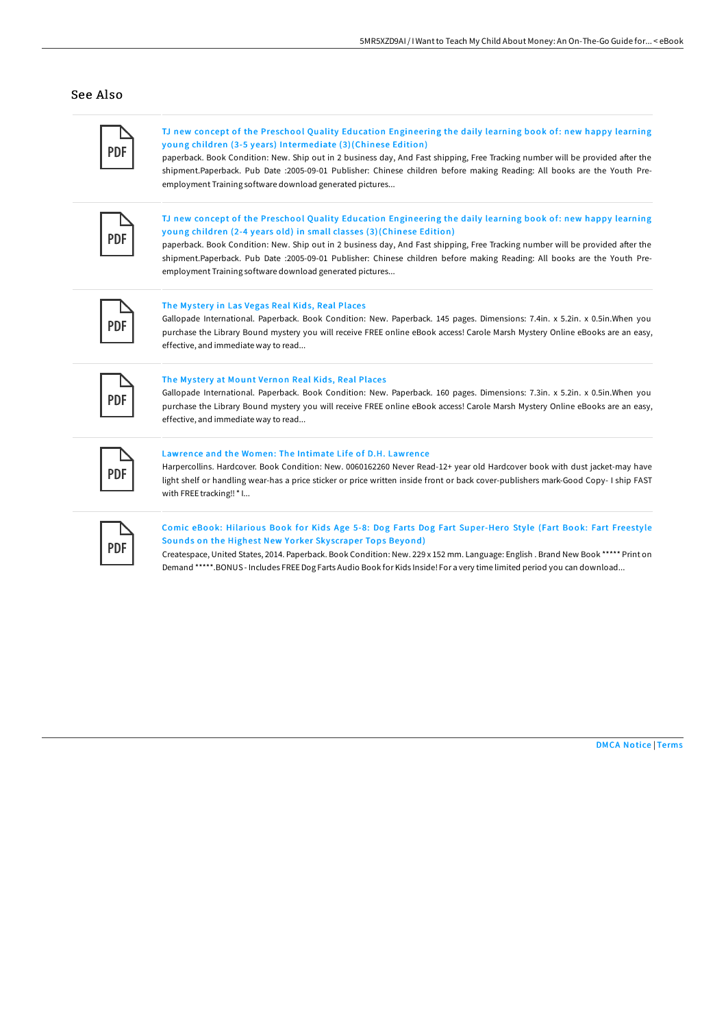## See Also

**TJ new concept of the Preschool Quality Education Engineering the daily learning book of: new happy learning young children (3-5 years) Intermediate (3)(Chinese Edition)**

paperback. Book Condition: New. Ship out in 2 business day, And Fast shipping, Free Tracking number will be provided after the shipment.Paperback. Pub Date :2005-09-01 Publisher: Chinese children before making Reading: All books are the Youth Pre-employment Training software download generated pictures...

**TJ new concept of the Preschool Quality Education Engineering the daily learning book of: new happy learning young children (2-4 years old) in small classes (3)(Chinese Edition)**

paperback. Book Condition: New. Ship out in 2 business day, And Fast shipping, Free Tracking number will be provided after the shipment.Paperback. Pub Date :2005-09-01 Publisher: Chinese children before making Reading: All books are the Youth Pre-employment Training software download generated pictures...

**The Mystery in Las Vegas Real Kids, Real Places**

Gallopade International. Paperback. Book Condition: New. Paperback. 145 pages. Dimensions: 7.4in. x 5.2in. x 0.5in.When you purchase the Library Bound mystery you will receive FREE online eBook access! Carole Marsh Mystery Online eBooks are an easy, effective, and immediate way to read...

**The Mystery at Mount Vernon Real Kids, Real Places**

Gallopade International. Paperback. Book Condition: New. Paperback. 160 pages. Dimensions: 7.3in. x 5.2in. x 0.5in.When you purchase the Library Bound mystery you will receive FREE online eBook access! Carole Marsh Mystery Online eBooks are an easy, effective, and immediate way to read...

**Lawrence and the Women: The Intimate Life of D.H. Lawrence**

Harpercollins. Hardcover. Book Condition: New. 0060162260 Never Read-12+ year old Hardcover book with dust jacket-may have light shelf or handling wear-has a price sticker or price written inside front or back cover-publishers mark-Good Copy- I ship FAST with FREE tracking!! * I...

**Comic eBook: Hilarious Book for Kids Age 5-8: Dog Farts Dog Fart Super-Hero Style (Fart Book: Fart Freestyle Sounds on the Highest New Yorker Skyscraper Tops Beyond)**

Createspace, United States, 2014. Paperback. Book Condition: New. 229 x 152 mm. Language: English . Brand New Book ***** Print on Demand *****.BONUS - Includes FREE Dog Farts Audio Book for Kids Inside! For a very time limited period you can download...